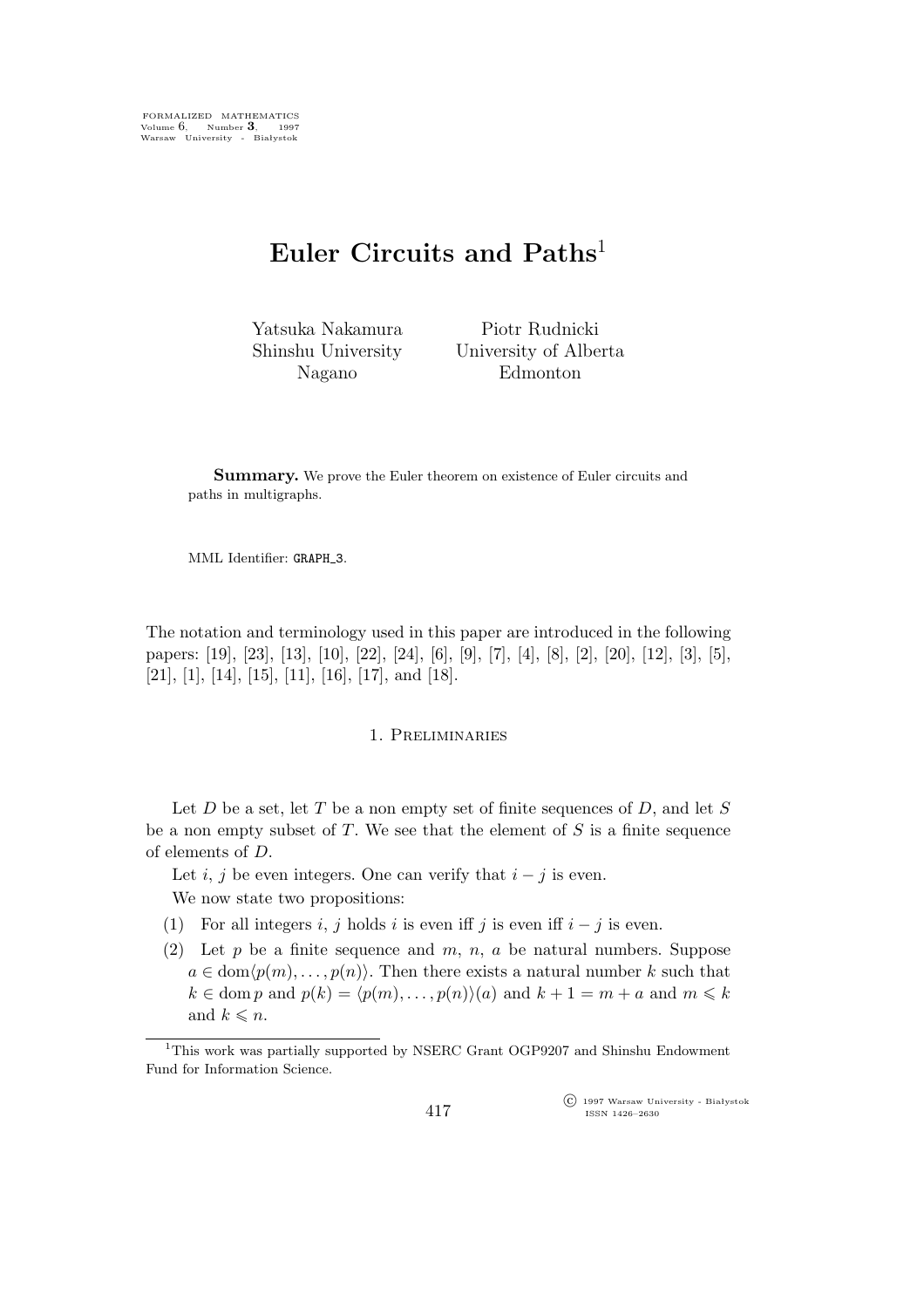FORMALIZED MATHEMATICS
Volume 6, Number **3**, 1997
Warsaw University - Białystok

# Euler Circuits and Paths[1]

Yatsuka Nakamura
Shinshu University
Nagano

Piotr Rudnicki
University of Alberta
Edmonton

**Summary.** We prove the Euler theorem on existence of Euler circuits and paths in multigraphs.

MML Identifier: GRAPH_3.

The notation and terminology used in this paper are introduced in the following papers: [19], [23], [13], [10], [22], [24], [6], [9], [7], [4], [8], [2], [20], [12], [3], [5], [21], [1], [14], [15], [11], [16], [17], and [18].

## 1. Preliminaries

Let $D$ be a set, let $T$ be a non empty set of finite sequences of $D$, and let $S$ be a non empty subset of $T$. We see that the element of $S$ is a finite sequence of elements of $D$.

Let $i$, $j$ be even integers. One can verify that $i - j$ is even.

We now state two propositions:

(1) For all integers $i$, $j$ holds $i$ is even iff $j$ is even iff $i - j$ is even.

(2) Let $p$ be a finite sequence and $m$, $n$, $a$ be natural numbers. Suppose $a \in \operatorname{dom}\langle p(m), \ldots, p(n)\rangle$. Then there exists a natural number $k$ such that $k \in \operatorname{dom} p$ and $p(k) = \langle p(m), \ldots, p(n)\rangle(a)$ and $k + 1 = m + a$ and $m \leqslant k$ and $k \leqslant n$.

[1]This work was partially supported by NSERC Grant OGP9207 and Shinshu Endowment Fund for Information Science.

© 1997 Warsaw University - Białystok
ISSN 1426–2630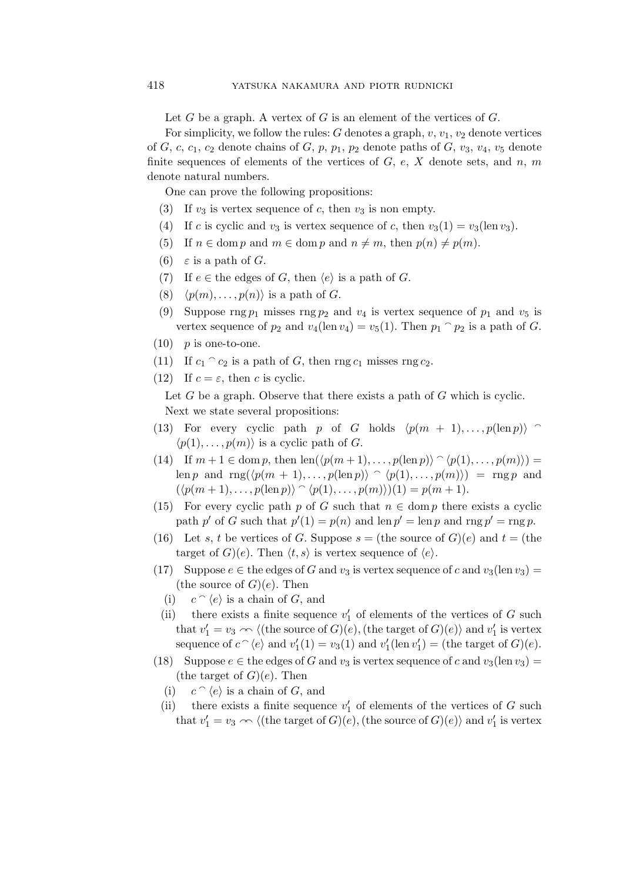Let $G$ be a graph. A vertex of $G$ is an element of the vertices of $G$.

For simplicity, we follow the rules: $G$ denotes a graph, $v$, $v_1$, $v_2$ denote vertices of $G$, $c$, $c_1$, $c_2$ denote chains of $G$, $p$, $p_1$, $p_2$ denote paths of $G$, $v_3$, $v_4$, $v_5$ denote finite sequences of elements of the vertices of $G$, $e$, $X$ denote sets, and $n$, $m$ denote natural numbers.

One can prove the following propositions:

(3) If $v_3$ is vertex sequence of $c$, then $v_3$ is non empty.

(4) If $c$ is cyclic and $v_3$ is vertex sequence of $c$, then $v_3(1) = v_3(\operatorname{len} v_3)$.

(5) If $n \in \operatorname{dom} p$ and $m \in \operatorname{dom} p$ and $n \neq m$, then $p(n) \neq p(m)$.

(6) $\varepsilon$ is a path of $G$.

(7) If $e \in$ the edges of $G$, then $\langle e \rangle$ is a path of $G$.

(8) $\langle p(m), \ldots, p(n) \rangle$ is a path of $G$.

(9) Suppose $\operatorname{rng} p_1$ misses $\operatorname{rng} p_2$ and $v_4$ is vertex sequence of $p_1$ and $v_5$ is vertex sequence of $p_2$ and $v_4(\operatorname{len} v_4) = v_5(1)$. Then $p_1 \frown p_2$ is a path of $G$.

(10) $p$ is one-to-one.

(11) If $c_1 \frown c_2$ is a path of $G$, then $\operatorname{rng} c_1$ misses $\operatorname{rng} c_2$.

(12) If $c = \varepsilon$, then $c$ is cyclic.

Let $G$ be a graph. Observe that there exists a path of $G$ which is cyclic.

Next we state several propositions:

(13) For every cyclic path $p$ of $G$ holds $\langle p(m+1), \ldots, p(\operatorname{len} p) \rangle \frown \langle p(1), \ldots, p(m) \rangle$ is a cyclic path of $G$.

(14) If $m+1 \in \operatorname{dom} p$, then $\operatorname{len}(\langle p(m+1), \ldots, p(\operatorname{len} p) \rangle \frown \langle p(1), \ldots, p(m) \rangle) = \operatorname{len} p$ and $\operatorname{rng}(\langle p(m+1), \ldots, p(\operatorname{len} p) \rangle \frown \langle p(1), \ldots, p(m) \rangle) = \operatorname{rng} p$ and $(\langle p(m+1), \ldots, p(\operatorname{len} p) \rangle \frown \langle p(1), \ldots, p(m) \rangle)(1) = p(m+1)$.

(15) For every cyclic path $p$ of $G$ such that $n \in \operatorname{dom} p$ there exists a cyclic path $p'$ of $G$ such that $p'(1) = p(n)$ and $\operatorname{len} p' = \operatorname{len} p$ and $\operatorname{rng} p' = \operatorname{rng} p$.

(16) Let $s$, $t$ be vertices of $G$. Suppose $s =$ (the source of $G$)$(e)$ and $t =$ (the target of $G$)$(e)$. Then $\langle t, s \rangle$ is vertex sequence of $\langle e \rangle$.

(17) Suppose $e \in$ the edges of $G$ and $v_3$ is vertex sequence of $c$ and $v_3(\operatorname{len} v_3) =$ (the source of $G$)$(e)$. Then

  (i) $c \frown \langle e \rangle$ is a chain of $G$, and

  (ii) there exists a finite sequence $v'_1$ of elements of the vertices of $G$ such that $v'_1 = v_3 \frown\!\!\frown \langle$(the source of $G$)$(e)$, (the target of $G$)$(e)\rangle$ and $v'_1$ is vertex sequence of $c \frown \langle e \rangle$ and $v'_1(1) = v_3(1)$ and $v'_1(\operatorname{len} v'_1) =$ (the target of $G$)$(e)$.

(18) Suppose $e \in$ the edges of $G$ and $v_3$ is vertex sequence of $c$ and $v_3(\operatorname{len} v_3) =$ (the target of $G$)$(e)$. Then

  (i) $c \frown \langle e \rangle$ is a chain of $G$, and

  (ii) there exists a finite sequence $v'_1$ of elements of the vertices of $G$ such that $v'_1 = v_3 \frown\!\!\frown \langle$(the target of $G$)$(e)$, (the source of $G$)$(e)\rangle$ and $v'_1$ is vertex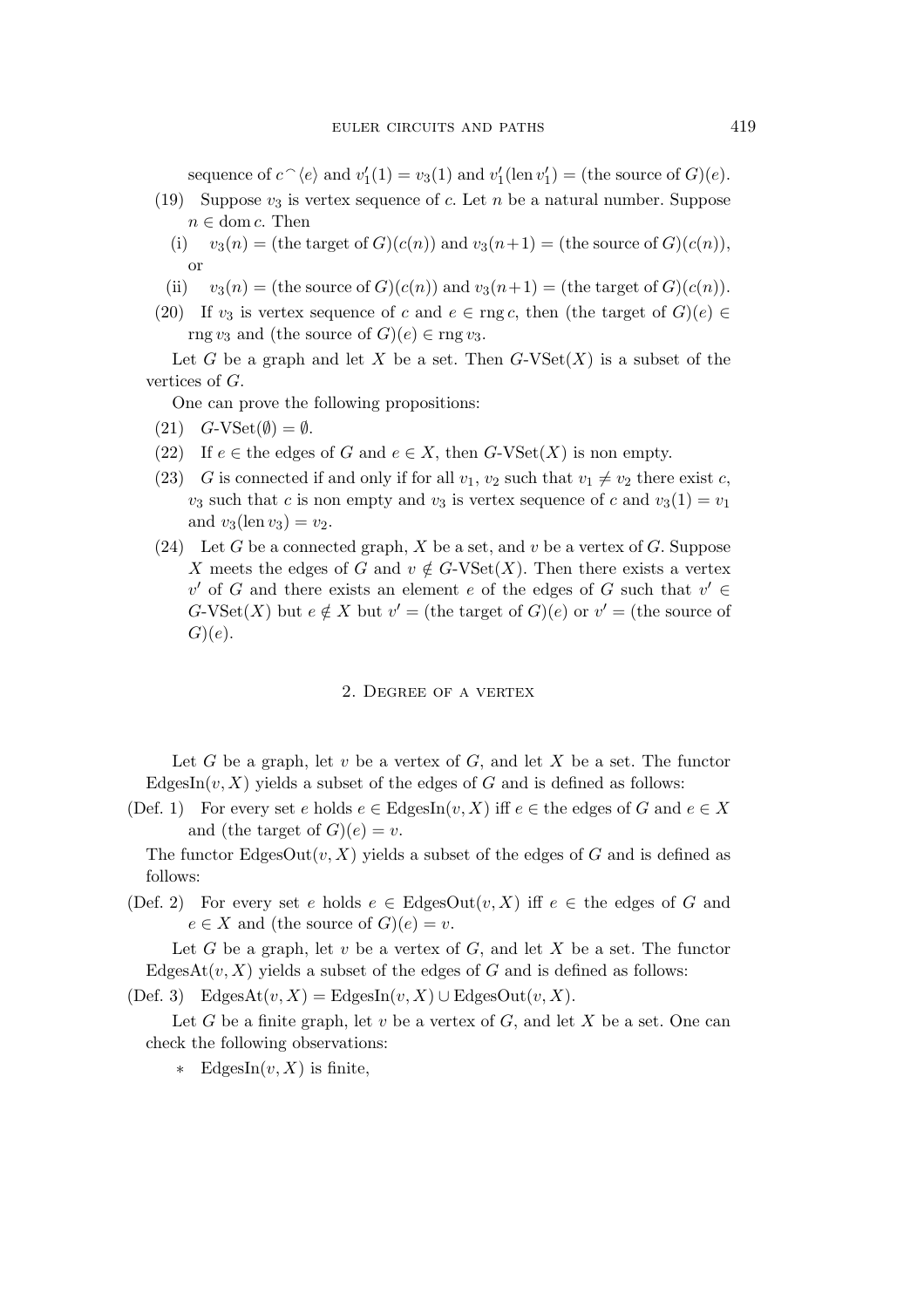sequence of $c \frown \langle e \rangle$ and $v_1'(1) = v_3(1)$ and $v_1'(\operatorname{len} v_1') =$ (the source of $G$)($e$).

(19) Suppose $v_3$ is vertex sequence of $c$. Let $n$ be a natural number. Suppose $n \in \operatorname{dom} c$. Then

(i) $v_3(n) =$ (the target of $G$)($c(n)$) and $v_3(n+1) =$ (the source of $G$)($c(n)$), or

(ii) $v_3(n) =$ (the source of $G$)($c(n)$) and $v_3(n+1) =$ (the target of $G$)($c(n)$).

(20) If $v_3$ is vertex sequence of $c$ and $e \in \operatorname{rng} c$, then (the target of $G$)($e$) $\in \operatorname{rng} v_3$ and (the source of $G$)($e$) $\in \operatorname{rng} v_3$.

Let $G$ be a graph and let $X$ be a set. Then $G$-VSet($X$) is a subset of the vertices of $G$.

One can prove the following propositions:

(21) $G$-VSet($\emptyset$) $= \emptyset$.

(22) If $e \in$ the edges of $G$ and $e \in X$, then $G$-VSet($X$) is non empty.

(23) $G$ is connected if and only if for all $v_1$, $v_2$ such that $v_1 \neq v_2$ there exist $c$, $v_3$ such that $c$ is non empty and $v_3$ is vertex sequence of $c$ and $v_3(1) = v_1$ and $v_3(\operatorname{len} v_3) = v_2$.

(24) Let $G$ be a connected graph, $X$ be a set, and $v$ be a vertex of $G$. Suppose $X$ meets the edges of $G$ and $v \notin G$-VSet($X$). Then there exists a vertex $v'$ of $G$ and there exists an element $e$ of the edges of $G$ such that $v' \in G$-VSet($X$) but $e \notin X$ but $v' =$ (the target of $G$)($e$) or $v' =$ (the source of $G$)($e$).

## 2. Degree of a vertex

Let $G$ be a graph, let $v$ be a vertex of $G$, and let $X$ be a set. The functor EdgesIn($v, X$) yields a subset of the edges of $G$ and is defined as follows:

(Def. 1) For every set $e$ holds $e \in$ EdgesIn($v, X$) iff $e \in$ the edges of $G$ and $e \in X$ and (the target of $G$)($e$) $= v$.

The functor EdgesOut($v, X$) yields a subset of the edges of $G$ and is defined as follows:

(Def. 2) For every set $e$ holds $e \in$ EdgesOut($v, X$) iff $e \in$ the edges of $G$ and $e \in X$ and (the source of $G$)($e$) $= v$.

Let $G$ be a graph, let $v$ be a vertex of $G$, and let $X$ be a set. The functor EdgesAt($v, X$) yields a subset of the edges of $G$ and is defined as follows:

(Def. 3) EdgesAt($v, X$) $=$ EdgesIn($v, X$) $\cup$ EdgesOut($v, X$).

Let $G$ be a finite graph, let $v$ be a vertex of $G$, and let $X$ be a set. One can check the following observations:

* EdgesIn($v, X$) is finite,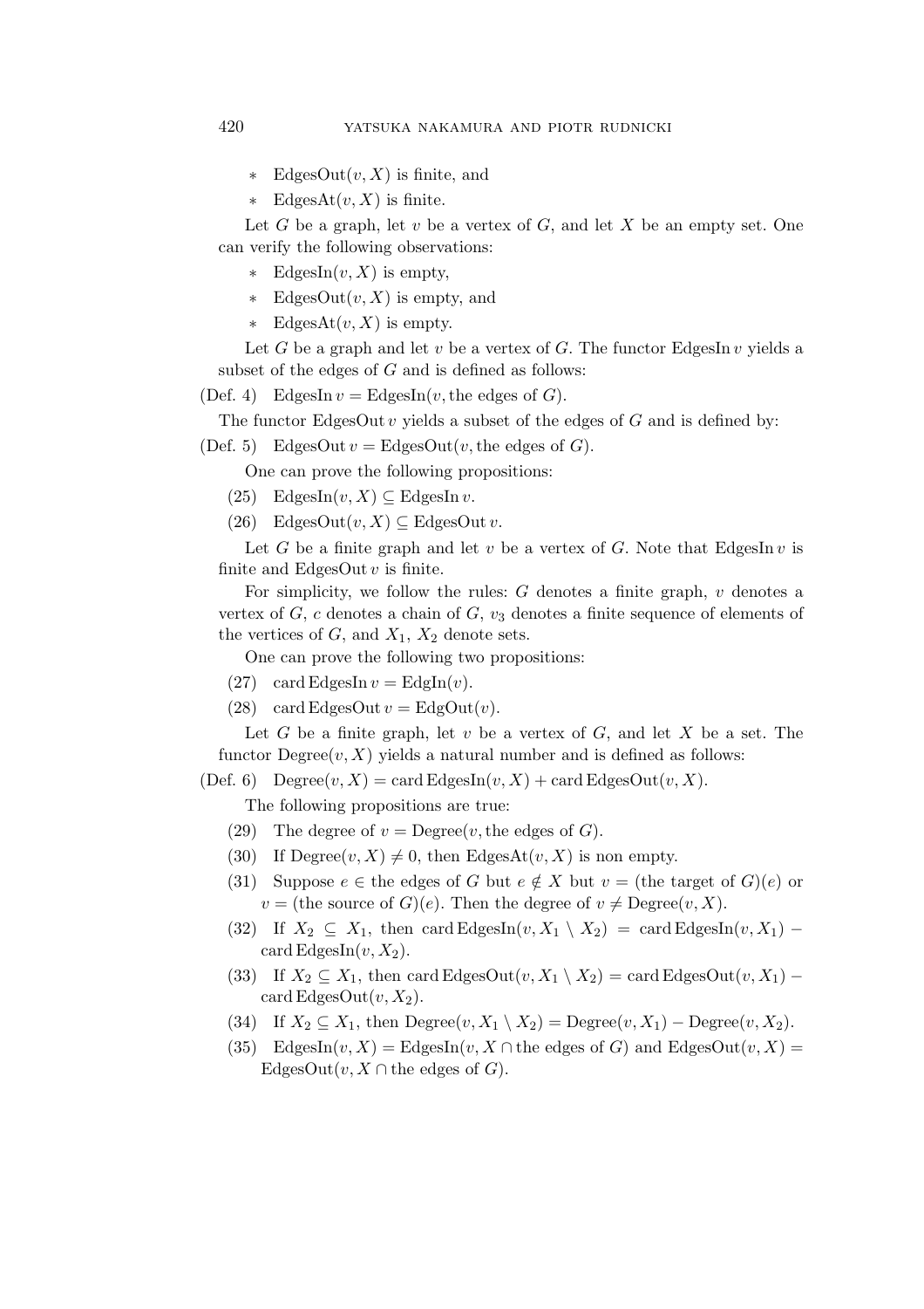* $\mathrm{EdgesOut}(v, X)$ is finite, and
* $\mathrm{EdgesAt}(v, X)$ is finite.

Let $G$ be a graph, let $v$ be a vertex of $G$, and let $X$ be an empty set. One can verify the following observations:

* $\mathrm{EdgesIn}(v, X)$ is empty,
* $\mathrm{EdgesOut}(v, X)$ is empty, and
* $\mathrm{EdgesAt}(v, X)$ is empty.

Let $G$ be a graph and let $v$ be a vertex of $G$. The functor $\mathrm{EdgesIn}\, v$ yields a subset of the edges of $G$ and is defined as follows:

(Def. 4) $\mathrm{EdgesIn}\, v = \mathrm{EdgesIn}(v, \text{the edges of } G)$.

The functor $\mathrm{EdgesOut}\, v$ yields a subset of the edges of $G$ and is defined by:

(Def. 5) $\mathrm{EdgesOut}\, v = \mathrm{EdgesOut}(v, \text{the edges of } G)$.

One can prove the following propositions:

(25) $\mathrm{EdgesIn}(v, X) \subseteq \mathrm{EdgesIn}\, v$.

(26) $\mathrm{EdgesOut}(v, X) \subseteq \mathrm{EdgesOut}\, v$.

Let $G$ be a finite graph and let $v$ be a vertex of $G$. Note that $\mathrm{EdgesIn}\, v$ is finite and $\mathrm{EdgesOut}\, v$ is finite.

For simplicity, we follow the rules: $G$ denotes a finite graph, $v$ denotes a vertex of $G$, $c$ denotes a chain of $G$, $v_3$ denotes a finite sequence of elements of the vertices of $G$, and $X_1$, $X_2$ denote sets.

One can prove the following two propositions:

(27) $\mathrm{card}\, \mathrm{EdgesIn}\, v = \mathrm{EdgIn}(v)$.

(28) $\mathrm{card}\, \mathrm{EdgesOut}\, v = \mathrm{EdgOut}(v)$.

Let $G$ be a finite graph, let $v$ be a vertex of $G$, and let $X$ be a set. The functor $\mathrm{Degree}(v, X)$ yields a natural number and is defined as follows:

(Def. 6) $\mathrm{Degree}(v, X) = \mathrm{card}\, \mathrm{EdgesIn}(v, X) + \mathrm{card}\, \mathrm{EdgesOut}(v, X)$.

The following propositions are true:

(29) The degree of $v = \mathrm{Degree}(v, \text{the edges of } G)$.

(30) If $\mathrm{Degree}(v, X) \neq 0$, then $\mathrm{EdgesAt}(v, X)$ is non empty.

(31) Suppose $e \in$ the edges of $G$ but $e \notin X$ but $v =$ (the target of $G$)$(e)$ or $v =$ (the source of $G$)$(e)$. Then the degree of $v \neq \mathrm{Degree}(v, X)$.

(32) If $X_2 \subseteq X_1$, then $\mathrm{card}\, \mathrm{EdgesIn}(v, X_1 \setminus X_2) = \mathrm{card}\, \mathrm{EdgesIn}(v, X_1) - \mathrm{card}\, \mathrm{EdgesIn}(v, X_2)$.

(33) If $X_2 \subseteq X_1$, then $\mathrm{card}\, \mathrm{EdgesOut}(v, X_1 \setminus X_2) = \mathrm{card}\, \mathrm{EdgesOut}(v, X_1) - \mathrm{card}\, \mathrm{EdgesOut}(v, X_2)$.

(34) If $X_2 \subseteq X_1$, then $\mathrm{Degree}(v, X_1 \setminus X_2) = \mathrm{Degree}(v, X_1) - \mathrm{Degree}(v, X_2)$.

(35) $\mathrm{EdgesIn}(v, X) = \mathrm{EdgesIn}(v, X \cap \text{the edges of } G)$ and $\mathrm{EdgesOut}(v, X) = \mathrm{EdgesOut}(v, X \cap \text{the edges of } G)$.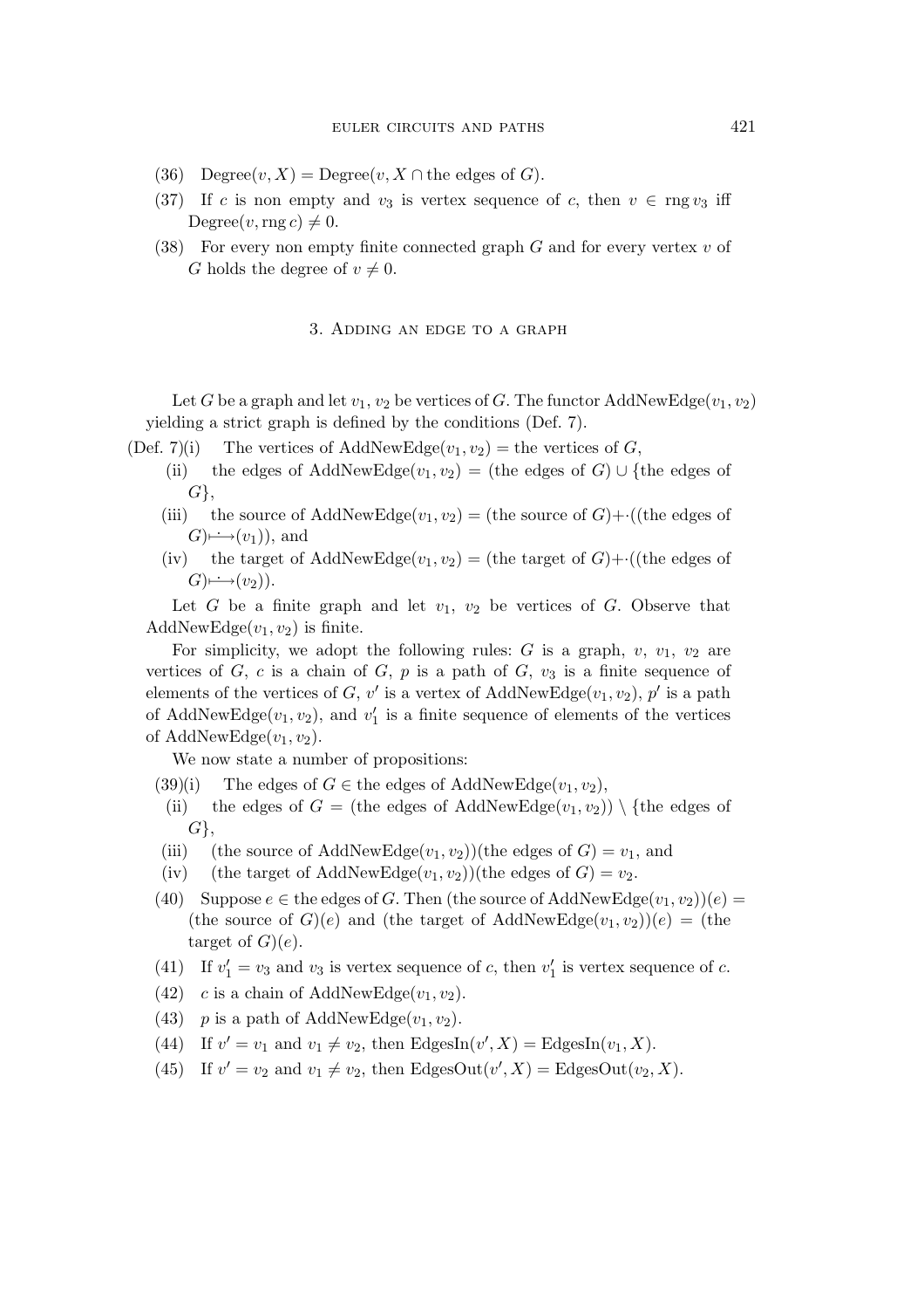(36) $\text{Degree}(v, X) = \text{Degree}(v, X \cap \text{the edges of } G)$.

(37) If $c$ is non empty and $v_3$ is vertex sequence of $c$, then $v \in \operatorname{rng} v_3$ iff $\text{Degree}(v, \operatorname{rng} c) \neq 0$.

(38) For every non empty finite connected graph $G$ and for every vertex $v$ of $G$ holds the degree of $v \neq 0$.

## 3. Adding an edge to a graph

Let $G$ be a graph and let $v_1$, $v_2$ be vertices of $G$. The functor $\text{AddNewEdge}(v_1, v_2)$ yielding a strict graph is defined by the conditions (Def. 7).

(Def. 7)(i) The vertices of $\text{AddNewEdge}(v_1, v_2) =$ the vertices of $G$,

(ii) the edges of $\text{AddNewEdge}(v_1, v_2) =$ (the edges of $G$) $\cup$ {the edges of $G$},

(iii) the source of $\text{AddNewEdge}(v_1, v_2) =$ (the source of $G$)$+\cdot$((the edges of $G$)$\longmapsto(v_1)$), and

(iv) the target of $\text{AddNewEdge}(v_1, v_2) =$ (the target of $G$)$+\cdot$((the edges of $G$)$\longmapsto(v_2)$).

Let $G$ be a finite graph and let $v_1$, $v_2$ be vertices of $G$. Observe that $\text{AddNewEdge}(v_1, v_2)$ is finite.

For simplicity, we adopt the following rules: $G$ is a graph, $v$, $v_1$, $v_2$ are vertices of $G$, $c$ is a chain of $G$, $p$ is a path of $G$, $v_3$ is a finite sequence of elements of the vertices of $G$, $v'$ is a vertex of $\text{AddNewEdge}(v_1, v_2)$, $p'$ is a path of $\text{AddNewEdge}(v_1, v_2)$, and $v'_1$ is a finite sequence of elements of the vertices of $\text{AddNewEdge}(v_1, v_2)$.

We now state a number of propositions:

(39)(i) The edges of $G \in$ the edges of $\text{AddNewEdge}(v_1, v_2)$,

(ii) the edges of $G =$ (the edges of $\text{AddNewEdge}(v_1, v_2)$) $\setminus$ {the edges of $G$},

(iii) (the source of $\text{AddNewEdge}(v_1, v_2)$)(the edges of $G$) $= v_1$, and

(iv) (the target of $\text{AddNewEdge}(v_1, v_2)$)(the edges of $G$) $= v_2$.

(40) Suppose $e \in$ the edges of $G$. Then (the source of $\text{AddNewEdge}(v_1, v_2)$)$(e) =$ (the source of $G$)$(e)$ and (the target of $\text{AddNewEdge}(v_1, v_2)$)$(e) =$ (the target of $G$)$(e)$.

(41) If $v'_1 = v_3$ and $v_3$ is vertex sequence of $c$, then $v'_1$ is vertex sequence of $c$.

(42) $c$ is a chain of $\text{AddNewEdge}(v_1, v_2)$.

(43) $p$ is a path of $\text{AddNewEdge}(v_1, v_2)$.

(44) If $v' = v_1$ and $v_1 \neq v_2$, then $\text{EdgesIn}(v', X) = \text{EdgesIn}(v_1, X)$.

(45) If $v' = v_2$ and $v_1 \neq v_2$, then $\text{EdgesOut}(v', X) = \text{EdgesOut}(v_2, X)$.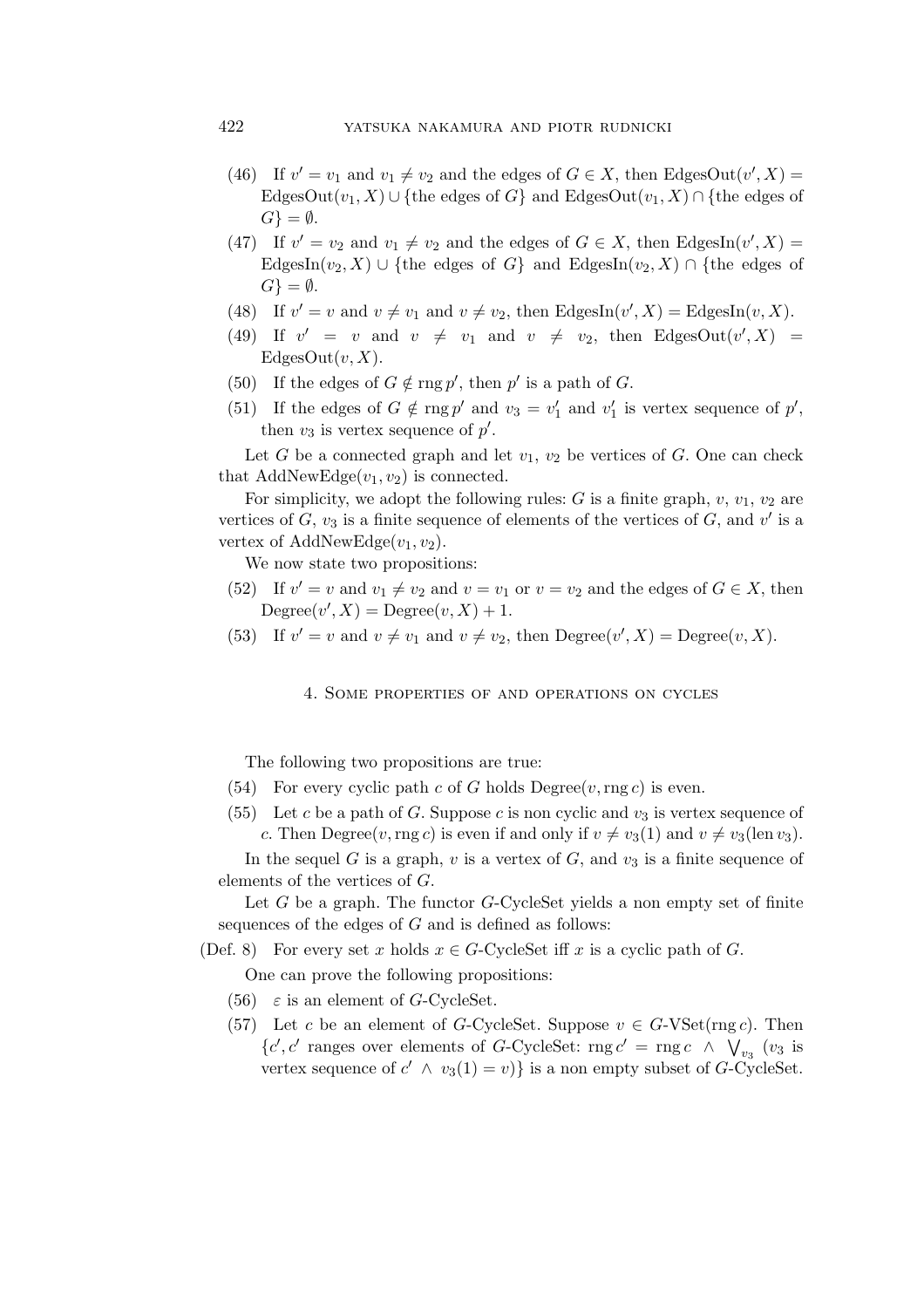(46) If $v' = v_1$ and $v_1 \neq v_2$ and the edges of $G \in X$, then $\mathrm{EdgesOut}(v', X) = \mathrm{EdgesOut}(v_1, X) \cup \{$the edges of $G\}$ and $\mathrm{EdgesOut}(v_1, X) \cap \{$the edges of $G\} = \emptyset$.

(47) If $v' = v_2$ and $v_1 \neq v_2$ and the edges of $G \in X$, then $\mathrm{EdgesIn}(v', X) = \mathrm{EdgesIn}(v_2, X) \cup \{$the edges of $G\}$ and $\mathrm{EdgesIn}(v_2, X) \cap \{$the edges of $G\} = \emptyset$.

(48) If $v' = v$ and $v \neq v_1$ and $v \neq v_2$, then $\mathrm{EdgesIn}(v', X) = \mathrm{EdgesIn}(v, X)$.

(49) If $v' = v$ and $v \neq v_1$ and $v \neq v_2$, then $\mathrm{EdgesOut}(v', X) = \mathrm{EdgesOut}(v, X)$.

(50) If the edges of $G \notin \mathrm{rng}\, p'$, then $p'$ is a path of $G$.

(51) If the edges of $G \notin \mathrm{rng}\, p'$ and $v_3 = v_1'$ and $v_1'$ is vertex sequence of $p'$, then $v_3$ is vertex sequence of $p'$.

Let $G$ be a connected graph and let $v_1$, $v_2$ be vertices of $G$. One can check that $\mathrm{AddNewEdge}(v_1, v_2)$ is connected.

For simplicity, we adopt the following rules: $G$ is a finite graph, $v$, $v_1$, $v_2$ are vertices of $G$, $v_3$ is a finite sequence of elements of the vertices of $G$, and $v'$ is a vertex of $\mathrm{AddNewEdge}(v_1, v_2)$.

We now state two propositions:

(52) If $v' = v$ and $v_1 \neq v_2$ and $v = v_1$ or $v = v_2$ and the edges of $G \in X$, then $\mathrm{Degree}(v', X) = \mathrm{Degree}(v, X) + 1$.

(53) If $v' = v$ and $v \neq v_1$ and $v \neq v_2$, then $\mathrm{Degree}(v', X) = \mathrm{Degree}(v, X)$.

## 4. Some properties of and operations on cycles

The following two propositions are true:

(54) For every cyclic path $c$ of $G$ holds $\mathrm{Degree}(v, \mathrm{rng}\, c)$ is even.

(55) Let $c$ be a path of $G$. Suppose $c$ is non cyclic and $v_3$ is vertex sequence of $c$. Then $\mathrm{Degree}(v, \mathrm{rng}\, c)$ is even if and only if $v \neq v_3(1)$ and $v \neq v_3(\mathrm{len}\, v_3)$.

In the sequel $G$ is a graph, $v$ is a vertex of $G$, and $v_3$ is a finite sequence of elements of the vertices of $G$.

Let $G$ be a graph. The functor $G$-CycleSet yields a non empty set of finite sequences of the edges of $G$ and is defined as follows:

(Def. 8) For every set $x$ holds $x \in G$-CycleSet iff $x$ is a cyclic path of $G$.

One can prove the following propositions:

(56) $\varepsilon$ is an element of $G$-CycleSet.

(57) Let $c$ be an element of $G$-CycleSet. Suppose $v \in G\text{-VSet}(\mathrm{rng}\, c)$. Then $\{c', c'$ ranges over elements of $G$-CycleSet: $\mathrm{rng}\, c' = \mathrm{rng}\, c \ \wedge\ \bigvee_{v_3}$ ($v_3$ is vertex sequence of $c' \ \wedge\ v_3(1) = v)\}$ is a non empty subset of $G$-CycleSet.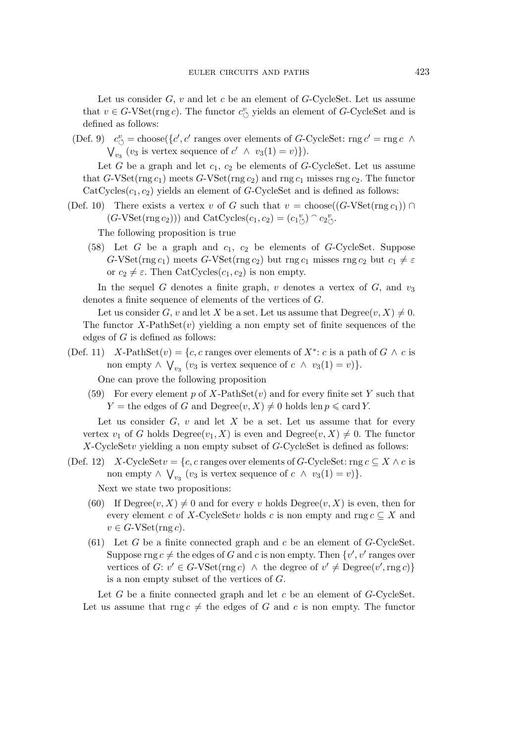Let us consider $G$, $v$ and let $c$ be an element of $G$-CycleSet. Let us assume that $v \in G\text{-VSet}(\operatorname{rng} c)$. The functor $c^{v}_{\circlearrowleft}$ yields an element of $G$-CycleSet and is defined as follows:

(Def. 9) $c^{v}_{\circlearrowleft} = \text{choose}(\{c', c'$ ranges over elements of $G$-CycleSet: $\operatorname{rng} c' = \operatorname{rng} c \ \wedge$ $\bigvee_{v_3}$ ($v_3$ is vertex sequence of $c' \ \wedge \ v_3(1) = v$)$\}$).

Let $G$ be a graph and let $c_1$, $c_2$ be elements of $G$-CycleSet. Let us assume that $G\text{-VSet}(\operatorname{rng} c_1)$ meets $G\text{-VSet}(\operatorname{rng} c_2)$ and $\operatorname{rng} c_1$ misses $\operatorname{rng} c_2$. The functor $\text{CatCycles}(c_1, c_2)$ yields an element of $G$-CycleSet and is defined as follows:

(Def. 10) There exists a vertex $v$ of $G$ such that $v = \text{choose}((G\text{-VSet}(\operatorname{rng} c_1)) \cap (G\text{-VSet}(\operatorname{rng} c_2)))$ and $\text{CatCycles}(c_1, c_2) = ({c_1}^{v}_{\circlearrowleft}) \frown {c_2}^{v}_{\circlearrowleft}$.

The following proposition is true

(58) Let $G$ be a graph and $c_1$, $c_2$ be elements of $G$-CycleSet. Suppose $G\text{-VSet}(\operatorname{rng} c_1)$ meets $G\text{-VSet}(\operatorname{rng} c_2)$ but $\operatorname{rng} c_1$ misses $\operatorname{rng} c_2$ but $c_1 \neq \varepsilon$ or $c_2 \neq \varepsilon$. Then $\text{CatCycles}(c_1, c_2)$ is non empty.

In the sequel $G$ denotes a finite graph, $v$ denotes a vertex of $G$, and $v_3$ denotes a finite sequence of elements of the vertices of $G$.

Let us consider $G$, $v$ and let $X$ be a set. Let us assume that $\text{Degree}(v, X) \neq 0$. The functor $X\text{-PathSet}(v)$ yielding a non empty set of finite sequences of the edges of $G$ is defined as follows:

(Def. 11) $X\text{-PathSet}(v) = \{c, c$ ranges over elements of $X^*$: $c$ is a path of $G \ \wedge \ c$ is non empty $\wedge \ \bigvee_{v_3}$ ($v_3$ is vertex sequence of $c \ \wedge \ v_3(1) = v$)$\}$.

One can prove the following proposition

(59) For every element $p$ of $X\text{-PathSet}(v)$ and for every finite set $Y$ such that $Y =$ the edges of $G$ and $\text{Degree}(v, X) \neq 0$ holds $\operatorname{len} p \leqslant \operatorname{card} Y$.

Let us consider $G$, $v$ and let $X$ be a set. Let us assume that for every vertex $v_1$ of $G$ holds $\text{Degree}(v_1, X)$ is even and $\text{Degree}(v, X) \neq 0$. The functor $X\text{-CycleSet}v$ yielding a non empty subset of $G$-CycleSet is defined as follows:

(Def. 12) $X\text{-CycleSet}v = \{c, c$ ranges over elements of $G$-CycleSet: $\operatorname{rng} c \subseteq X \wedge c$ is non empty $\wedge \ \bigvee_{v_3}$ ($v_3$ is vertex sequence of $c \ \wedge \ v_3(1) = v$)$\}$.

Next we state two propositions:

(60) If $\text{Degree}(v, X) \neq 0$ and for every $v$ holds $\text{Degree}(v, X)$ is even, then for every element $c$ of $X\text{-CycleSet}v$ holds $c$ is non empty and $\operatorname{rng} c \subseteq X$ and $v \in G\text{-VSet}(\operatorname{rng} c)$.

(61) Let $G$ be a finite connected graph and $c$ be an element of $G$-CycleSet. Suppose $\operatorname{rng} c \neq$ the edges of $G$ and $c$ is non empty. Then $\{v', v'$ ranges over vertices of $G$: $v' \in G\text{-VSet}(\operatorname{rng} c) \ \wedge$ the degree of $v' \neq \text{Degree}(v', \operatorname{rng} c)\}$ is a non empty subset of the vertices of $G$.

Let $G$ be a finite connected graph and let $c$ be an element of $G$-CycleSet. Let us assume that $\operatorname{rng} c \neq$ the edges of $G$ and $c$ is non empty. The functor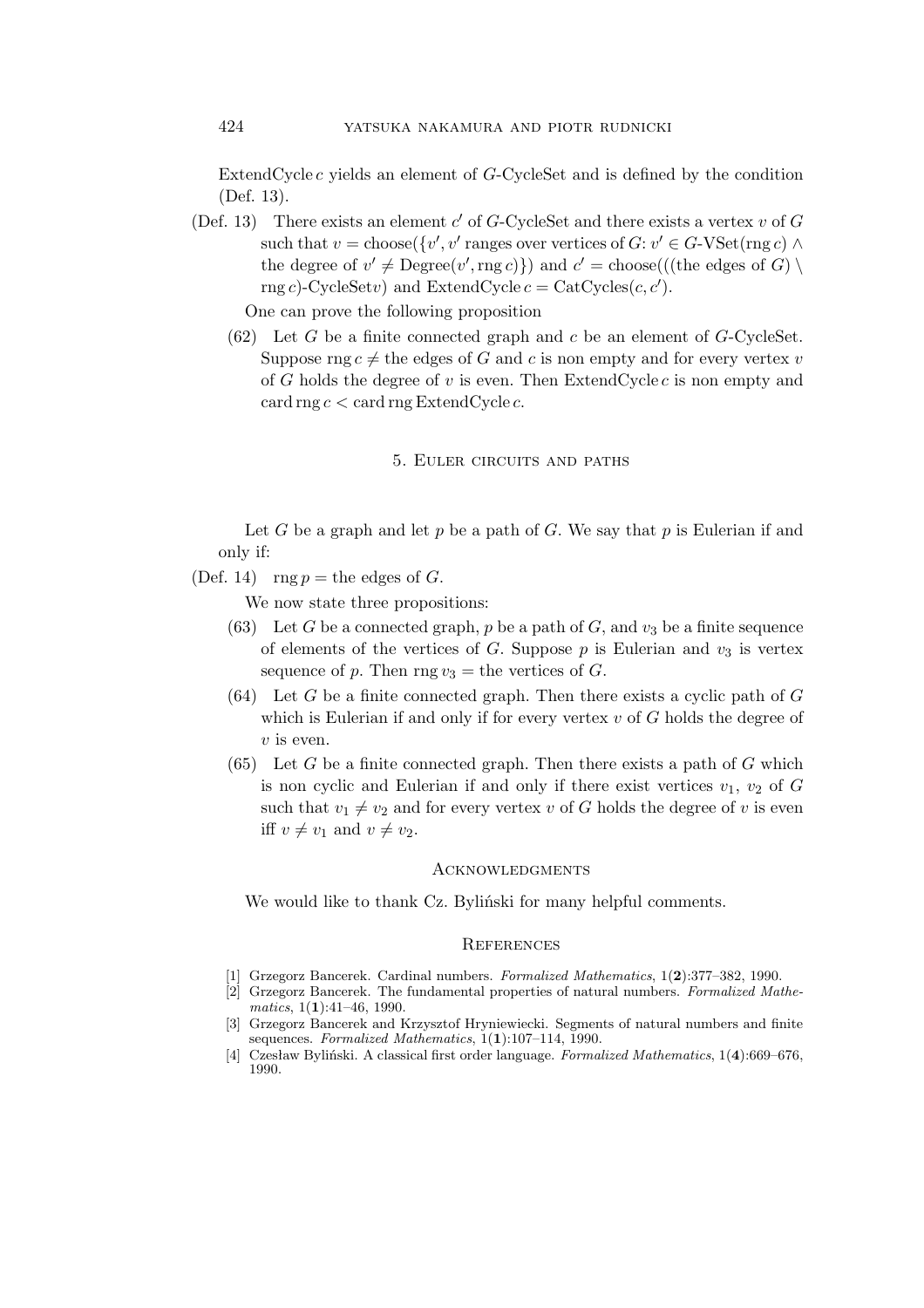ExtendCycle $c$ yields an element of $G$-CycleSet and is defined by the condition (Def. 13).

(Def. 13) There exists an element $c'$ of $G$-CycleSet and there exists a vertex $v$ of $G$ such that $v = \mathrm{choose}(\{v', v'$ ranges over vertices of $G$: $v' \in G\text{-VSet}(\mathrm{rng}\, c) \wedge$ the degree of $v' \neq \mathrm{Degree}(v', \mathrm{rng}\, c)\})$ and $c' = \mathrm{choose}(((\text{the edges of } G) \setminus \mathrm{rng}\, c)\text{-CycleSet}v)$ and $\mathrm{ExtendCycle}\, c = \mathrm{CatCycles}(c, c')$.

One can prove the following proposition

(62) Let $G$ be a finite connected graph and $c$ be an element of $G$-CycleSet. Suppose $\mathrm{rng}\, c \neq$ the edges of $G$ and $c$ is non empty and for every vertex $v$ of $G$ holds the degree of $v$ is even. Then ExtendCycle $c$ is non empty and $\mathrm{card}\,\mathrm{rng}\, c < \mathrm{card}\,\mathrm{rng}\,\mathrm{ExtendCycle}\, c$.

## 5. Euler circuits and paths

Let $G$ be a graph and let $p$ be a path of $G$. We say that $p$ is Eulerian if and only if:

(Def. 14) $\mathrm{rng}\, p =$ the edges of $G$.

We now state three propositions:

(63) Let $G$ be a connected graph, $p$ be a path of $G$, and $v_3$ be a finite sequence of elements of the vertices of $G$. Suppose $p$ is Eulerian and $v_3$ is vertex sequence of $p$. Then $\mathrm{rng}\, v_3 =$ the vertices of $G$.

(64) Let $G$ be a finite connected graph. Then there exists a cyclic path of $G$ which is Eulerian if and only if for every vertex $v$ of $G$ holds the degree of $v$ is even.

(65) Let $G$ be a finite connected graph. Then there exists a path of $G$ which is non cyclic and Eulerian if and only if there exist vertices $v_1$, $v_2$ of $G$ such that $v_1 \neq v_2$ and for every vertex $v$ of $G$ holds the degree of $v$ is even iff $v \neq v_1$ and $v \neq v_2$.

### Acknowledgments

We would like to thank Cz. Byliński for many helpful comments.

### References

[1] Grzegorz Bancerek. Cardinal numbers. *Formalized Mathematics*, 1(**2**):377–382, 1990.

[2] Grzegorz Bancerek. The fundamental properties of natural numbers. *Formalized Mathematics*, 1(**1**):41–46, 1990.

[3] Grzegorz Bancerek and Krzysztof Hryniewiecki. Segments of natural numbers and finite sequences. *Formalized Mathematics*, 1(**1**):107–114, 1990.

[4] Czesław Byliński. A classical first order language. *Formalized Mathematics*, 1(**4**):669–676, 1990.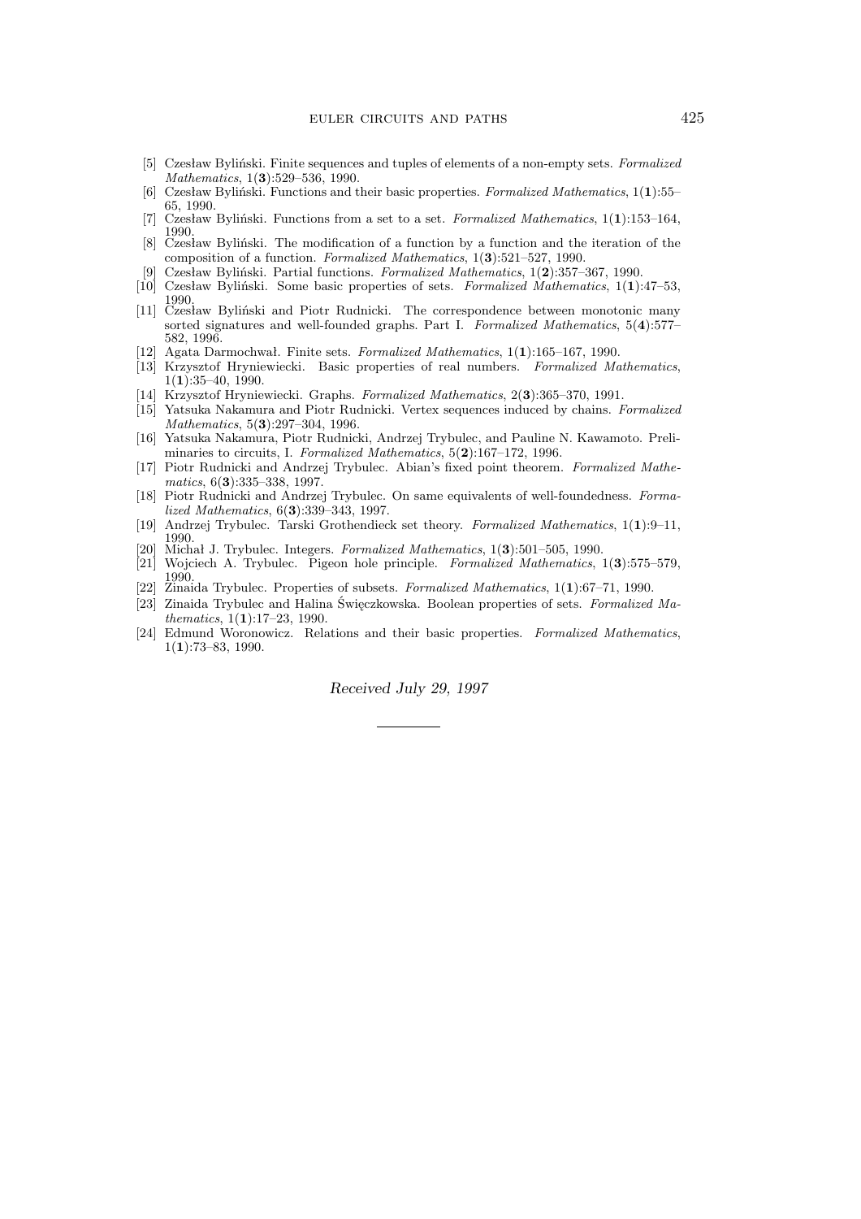[5] Czesław Byliński. Finite sequences and tuples of elements of a non-empty sets. *Formalized Mathematics*, 1(**3**):529–536, 1990.

[6] Czesław Byliński. Functions and their basic properties. *Formalized Mathematics*, 1(**1**):55–65, 1990.

[7] Czesław Byliński. Functions from a set to a set. *Formalized Mathematics*, 1(**1**):153–164, 1990.

[8] Czesław Byliński. The modification of a function by a function and the iteration of the composition of a function. *Formalized Mathematics*, 1(**3**):521–527, 1990.

[9] Czesław Byliński. Partial functions. *Formalized Mathematics*, 1(**2**):357–367, 1990.

[10] Czesław Byliński. Some basic properties of sets. *Formalized Mathematics*, 1(**1**):47–53, 1990.

[11] Czesław Byliński and Piotr Rudnicki. The correspondence between monotonic many sorted signatures and well-founded graphs. Part I. *Formalized Mathematics*, 5(**4**):577–582, 1996.

[12] Agata Darmochwał. Finite sets. *Formalized Mathematics*, 1(**1**):165–167, 1990.

[13] Krzysztof Hryniewiecki. Basic properties of real numbers. *Formalized Mathematics*, 1(**1**):35–40, 1990.

[14] Krzysztof Hryniewiecki. Graphs. *Formalized Mathematics*, 2(**3**):365–370, 1991.

[15] Yatsuka Nakamura and Piotr Rudnicki. Vertex sequences induced by chains. *Formalized Mathematics*, 5(**3**):297–304, 1996.

[16] Yatsuka Nakamura, Piotr Rudnicki, Andrzej Trybulec, and Pauline N. Kawamoto. Preliminaries to circuits, I. *Formalized Mathematics*, 5(**2**):167–172, 1996.

[17] Piotr Rudnicki and Andrzej Trybulec. Abian's fixed point theorem. *Formalized Mathematics*, 6(**3**):335–338, 1997.

[18] Piotr Rudnicki and Andrzej Trybulec. On same equivalents of well-foundedness. *Formalized Mathematics*, 6(**3**):339–343, 1997.

[19] Andrzej Trybulec. Tarski Grothendieck set theory. *Formalized Mathematics*, 1(**1**):9–11, 1990.

[20] Michał J. Trybulec. Integers. *Formalized Mathematics*, 1(**3**):501–505, 1990.

[21] Wojciech A. Trybulec. Pigeon hole principle. *Formalized Mathematics*, 1(**3**):575–579, 1990.

[22] Zinaida Trybulec. Properties of subsets. *Formalized Mathematics*, 1(**1**):67–71, 1990.

[23] Zinaida Trybulec and Halina Święczkowska. Boolean properties of sets. *Formalized Mathematics*, 1(**1**):17–23, 1990.

[24] Edmund Woronowicz. Relations and their basic properties. *Formalized Mathematics*, 1(**1**):73–83, 1990.

*Received July 29, 1997*